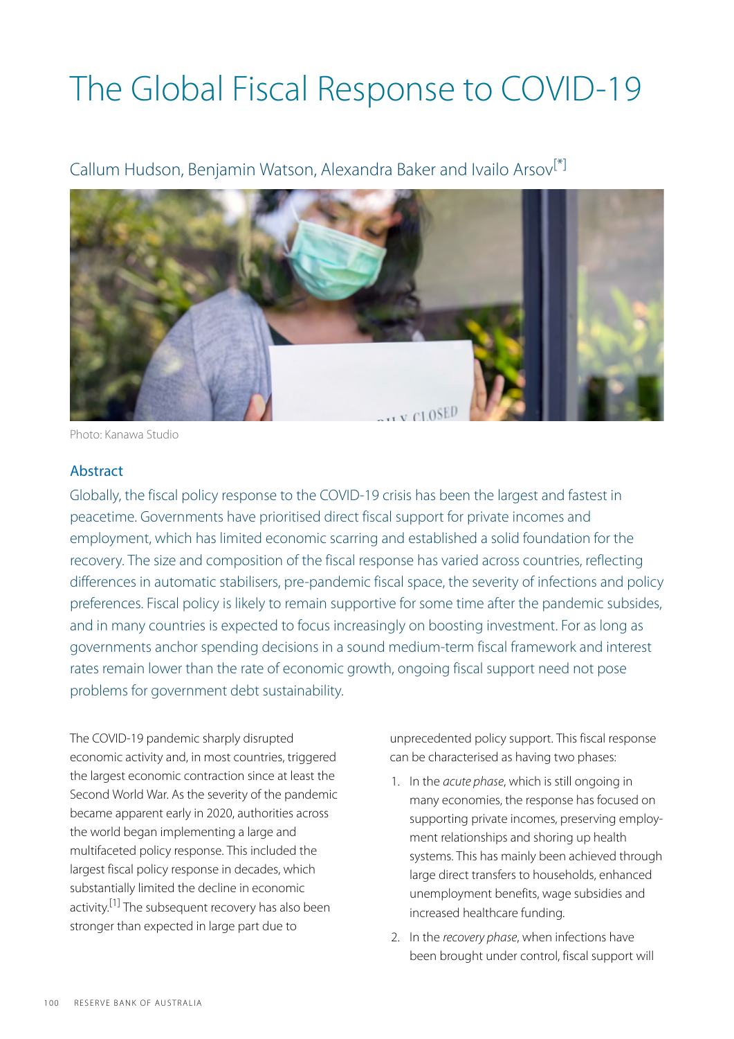# The Global Fiscal Response to COVID-19

Callum Hudson, Benjamin Watson, Alexandra Baker and Ivailo Arsov[*]

Photo: Kanawa Studio

## Abstract

Globally, the fiscal policy response to the COVID-19 crisis has been the largest and fastest in peacetime. Governments have prioritised direct fiscal support for private incomes and employment, which has limited economic scarring and established a solid foundation for the recovery. The size and composition of the fiscal response has varied across countries, reflecting differences in automatic stabilisers, pre-pandemic fiscal space, the severity of infections and policy preferences. Fiscal policy is likely to remain supportive for some time after the pandemic subsides, and in many countries is expected to focus increasingly on boosting investment. For as long as governments anchor spending decisions in a sound medium-term fiscal framework and interest rates remain lower than the rate of economic growth, ongoing fiscal support need not pose problems for government debt sustainability.

The COVID-19 pandemic sharply disrupted economic activity and, in most countries, triggered the largest economic contraction since at least the Second World War. As the severity of the pandemic became apparent early in 2020, authorities across the world began implementing a large and multifaceted policy response. This included the largest fiscal policy response in decades, which substantially limited the decline in economic activity.[1] The subsequent recovery has also been stronger than expected in large part due to unprecedented policy support. This fiscal response can be characterised as having two phases:

1. In the *acute phase*, which is still ongoing in many economies, the response has focused on supporting private incomes, preserving employment relationships and shoring up health systems. This has mainly been achieved through large direct transfers to households, enhanced unemployment benefits, wage subsidies and increased healthcare funding.
2. In the *recovery phase*, when infections have been brought under control, fiscal support will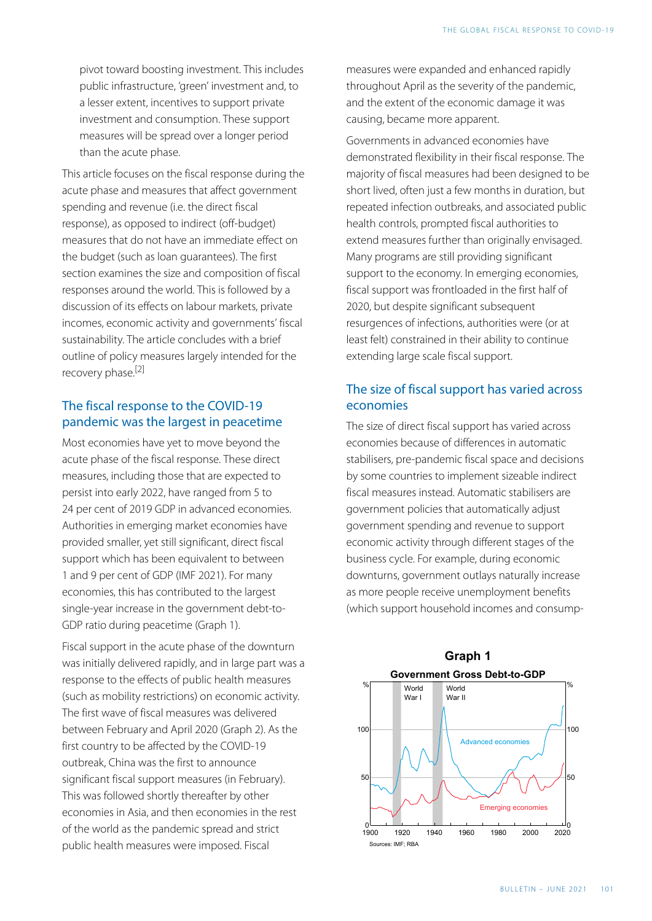pivot toward boosting investment. This includes public infrastructure, 'green' investment and, to a lesser extent, incentives to support private investment and consumption. These support measures will be spread over a longer period than the acute phase.

This article focuses on the fiscal response during the acute phase and measures that affect government spending and revenue (i.e. the direct fiscal response), as opposed to indirect (off-budget) measures that do not have an immediate effect on the budget (such as loan guarantees). The first section examines the size and composition of fiscal responses around the world. This is followed by a discussion of its effects on labour markets, private incomes, economic activity and governments' fiscal sustainability. The article concludes with a brief outline of policy measures largely intended for the recovery phase.[2]

## The fiscal response to the COVID-19 pandemic was the largest in peacetime

Most economies have yet to move beyond the acute phase of the fiscal response. These direct measures, including those that are expected to persist into early 2022, have ranged from 5 to 24 per cent of 2019 GDP in advanced economies. Authorities in emerging market economies have provided smaller, yet still significant, direct fiscal support which has been equivalent to between 1 and 9 per cent of GDP (IMF 2021). For many economies, this has contributed to the largest single-year increase in the government debt-to-GDP ratio during peacetime (Graph 1).

Fiscal support in the acute phase of the downturn was initially delivered rapidly, and in large part was a response to the effects of public health measures (such as mobility restrictions) on economic activity. The first wave of fiscal measures was delivered between February and April 2020 (Graph 2). As the first country to be affected by the COVID-19 outbreak, China was the first to announce significant fiscal support measures (in February). This was followed shortly thereafter by other economies in Asia, and then economies in the rest of the world as the pandemic spread and strict public health measures were imposed. Fiscal measures were expanded and enhanced rapidly throughout April as the severity of the pandemic, and the extent of the economic damage it was causing, became more apparent.

Governments in advanced economies have demonstrated flexibility in their fiscal response. The majority of fiscal measures had been designed to be short lived, often just a few months in duration, but repeated infection outbreaks, and associated public health controls, prompted fiscal authorities to extend measures further than originally envisaged. Many programs are still providing significant support to the economy. In emerging economies, fiscal support was frontloaded in the first half of 2020, but despite significant subsequent resurgences of infections, authorities were (or at least felt) constrained in their ability to continue extending large scale fiscal support.

## The size of fiscal support has varied across economies

The size of direct fiscal support has varied across economies because of differences in automatic stabilisers, pre-pandemic fiscal space and decisions by some countries to implement sizeable indirect fiscal measures instead. Automatic stabilisers are government policies that automatically adjust government spending and revenue to support economic activity through different stages of the business cycle. For example, during economic downturns, government outlays naturally increase as more people receive unemployment benefits (which support household incomes and consump-

**Graph 1**

**Government Gross Debt-to-GDP**

Sources: IMF; RBA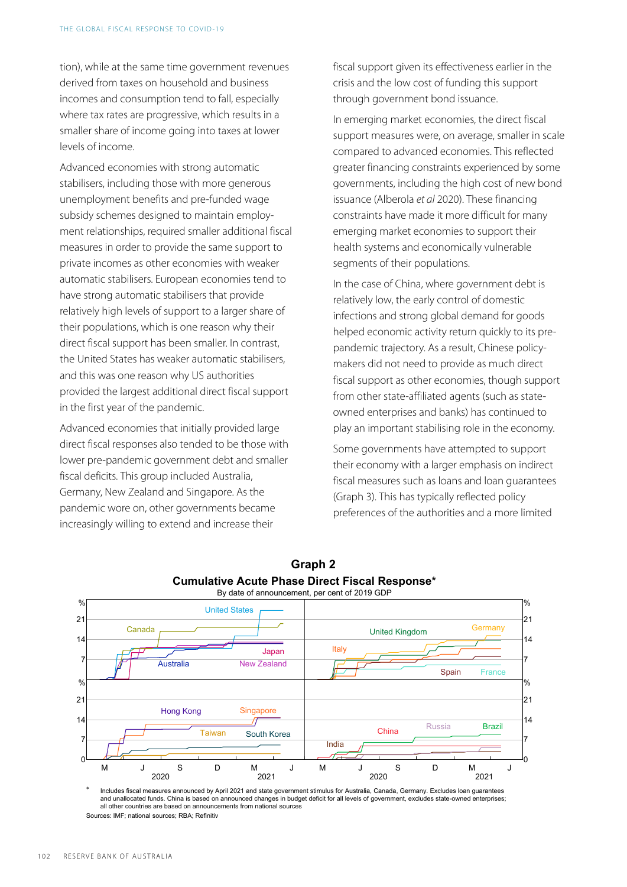tion), while at the same time government revenues derived from taxes on household and business incomes and consumption tend to fall, especially where tax rates are progressive, which results in a smaller share of income going into taxes at lower levels of income.

Advanced economies with strong automatic stabilisers, including those with more generous unemployment benefits and pre-funded wage subsidy schemes designed to maintain employment relationships, required smaller additional fiscal measures in order to provide the same support to private incomes as other economies with weaker automatic stabilisers. European economies tend to have strong automatic stabilisers that provide relatively high levels of support to a larger share of their populations, which is one reason why their direct fiscal support has been smaller. In contrast, the United States has weaker automatic stabilisers, and this was one reason why US authorities provided the largest additional direct fiscal support in the first year of the pandemic.

Advanced economies that initially provided large direct fiscal responses also tended to be those with lower pre-pandemic government debt and smaller fiscal deficits. This group included Australia, Germany, New Zealand and Singapore. As the pandemic wore on, other governments became increasingly willing to extend and increase their fiscal support given its effectiveness earlier in the crisis and the low cost of funding this support through government bond issuance.

In emerging market economies, the direct fiscal support measures were, on average, smaller in scale compared to advanced economies. This reflected greater financing constraints experienced by some governments, including the high cost of new bond issuance (Alberola *et al* 2020). These financing constraints have made it more difficult for many emerging market economies to support their health systems and economically vulnerable segments of their populations.

In the case of China, where government debt is relatively low, the early control of domestic infections and strong global demand for goods helped economic activity return quickly to its pre-pandemic trajectory. As a result, Chinese policymakers did not need to provide as much direct fiscal support as other economies, though support from other state-affiliated agents (such as state-owned enterprises and banks) has continued to play an important stabilising role in the economy.

Some governments have attempted to support their economy with a larger emphasis on indirect fiscal measures such as loans and loan guarantees (Graph 3). This has typically reflected policy preferences of the authorities and a more limited

**Graph 2**
**Cumulative Acute Phase Direct Fiscal Response***
By date of announcement, per cent of 2019 GDP

\* Includes fiscal measures announced by April 2021 and state government stimulus for Australia, Canada, Germany. Excludes loan guarantees and unallocated funds. China is based on announced changes in budget deficit for all levels of government, excludes state-owned enterprises; all other countries are based on announcements from national sources

Sources: IMF; national sources; RBA; Refinitiv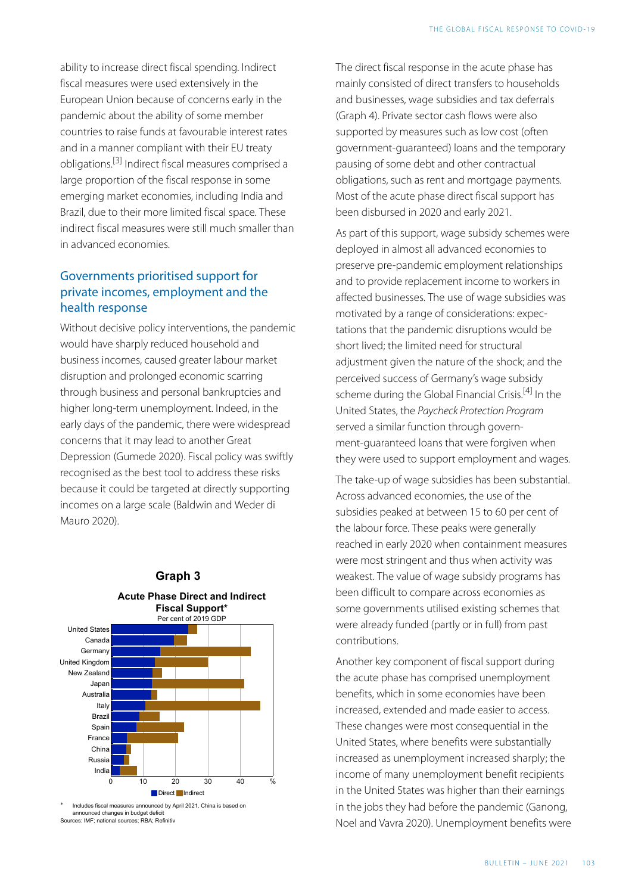ability to increase direct fiscal spending. Indirect fiscal measures were used extensively in the European Union because of concerns early in the pandemic about the ability of some member countries to raise funds at favourable interest rates and in a manner compliant with their EU treaty obligations.[3] Indirect fiscal measures comprised a large proportion of the fiscal response in some emerging market economies, including India and Brazil, due to their more limited fiscal space. These indirect fiscal measures were still much smaller than in advanced economies.

## Governments prioritised support for private incomes, employment and the health response

Without decisive policy interventions, the pandemic would have sharply reduced household and business incomes, caused greater labour market disruption and prolonged economic scarring through business and personal bankruptcies and higher long-term unemployment. Indeed, in the early days of the pandemic, there were widespread concerns that it may lead to another Great Depression (Gumede 2020). Fiscal policy was swiftly recognised as the best tool to address these risks because it could be targeted at directly supporting incomes on a large scale (Baldwin and Weder di Mauro 2020).

**Graph 3**

**Acute Phase Direct and Indirect Fiscal Support***

Per cent of 2019 GDP

\* Includes fiscal measures announced by April 2021. China is based on announced changes in budget deficit

Sources: IMF; national sources; RBA; Refinitiv

The direct fiscal response in the acute phase has mainly consisted of direct transfers to households and businesses, wage subsidies and tax deferrals (Graph 4). Private sector cash flows were also supported by measures such as low cost (often government-guaranteed) loans and the temporary pausing of some debt and other contractual obligations, such as rent and mortgage payments. Most of the acute phase direct fiscal support has been disbursed in 2020 and early 2021.

As part of this support, wage subsidy schemes were deployed in almost all advanced economies to preserve pre-pandemic employment relationships and to provide replacement income to workers in affected businesses. The use of wage subsidies was motivated by a range of considerations: expectations that the pandemic disruptions would be short lived; the limited need for structural adjustment given the nature of the shock; and the perceived success of Germany's wage subsidy scheme during the Global Financial Crisis.[4] In the United States, the *Paycheck Protection Program* served a similar function through government-guaranteed loans that were forgiven when they were used to support employment and wages.

The take-up of wage subsidies has been substantial. Across advanced economies, the use of the subsidies peaked at between 15 to 60 per cent of the labour force. These peaks were generally reached in early 2020 when containment measures were most stringent and thus when activity was weakest. The value of wage subsidy programs has been difficult to compare across economies as some governments utilised existing schemes that were already funded (partly or in full) from past contributions.

Another key component of fiscal support during the acute phase has comprised unemployment benefits, which in some economies have been increased, extended and made easier to access. These changes were most consequential in the United States, where benefits were substantially increased as unemployment increased sharply; the income of many unemployment benefit recipients in the United States was higher than their earnings in the jobs they had before the pandemic (Ganong, Noel and Vavra 2020). Unemployment benefits were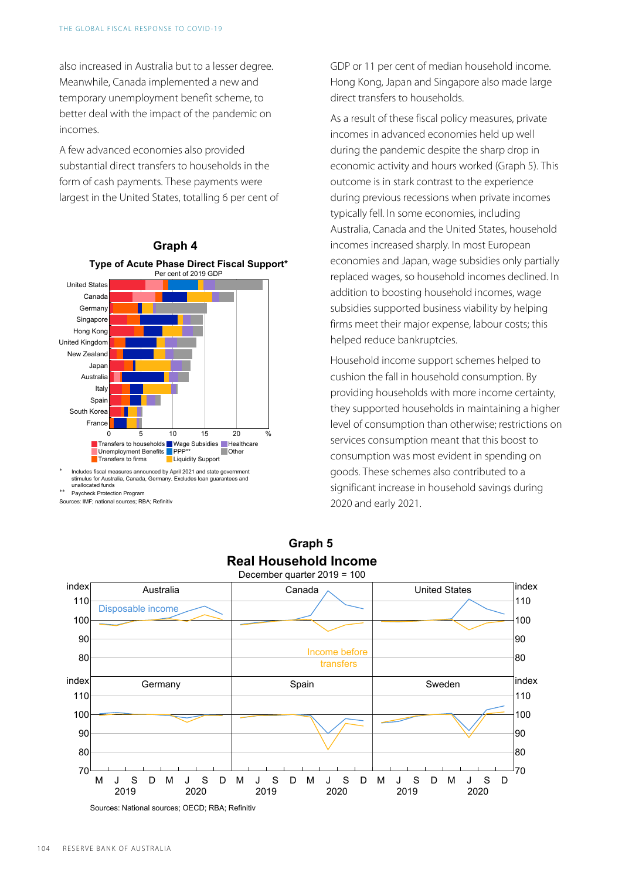also increased in Australia but to a lesser degree. Meanwhile, Canada implemented a new and temporary unemployment benefit scheme, to better deal with the impact of the pandemic on incomes.

A few advanced economies also provided substantial direct transfers to households in the form of cash payments. These payments were largest in the United States, totalling 6 per cent of GDP or 11 per cent of median household income. Hong Kong, Japan and Singapore also made large direct transfers to households.

As a result of these fiscal policy measures, private incomes in advanced economies held up well during the pandemic despite the sharp drop in economic activity and hours worked (Graph 5). This outcome is in stark contrast to the experience during previous recessions when private incomes typically fell. In some economies, including Australia, Canada and the United States, household incomes increased sharply. In most European economies and Japan, wage subsidies only partially replaced wages, so household incomes declined. In addition to boosting household incomes, wage subsidies supported business viability by helping firms meet their major expense, labour costs; this helped reduce bankruptcies.

Household income support schemes helped to cushion the fall in household consumption. By providing households with more income certainty, they supported households in maintaining a higher level of consumption than otherwise; restrictions on services consumption meant that this boost to consumption was most evident in spending on goods. These schemes also contributed to a significant increase in household savings during 2020 and early 2021.

**Graph 4**

**Type of Acute Phase Direct Fiscal Support***

Per cent of 2019 GDP

\* Includes fiscal measures announced by April 2021 and state government stimulus for Australia, Canada, Germany. Excludes loan guarantees and unallocated funds

\*\* Paycheck Protection Program

Sources: IMF; national sources; RBA; Refinitiv

**Graph 5**

**Real Household Income**

December quarter 2019 = 100

Sources: National sources; OECD; RBA; Refinitiv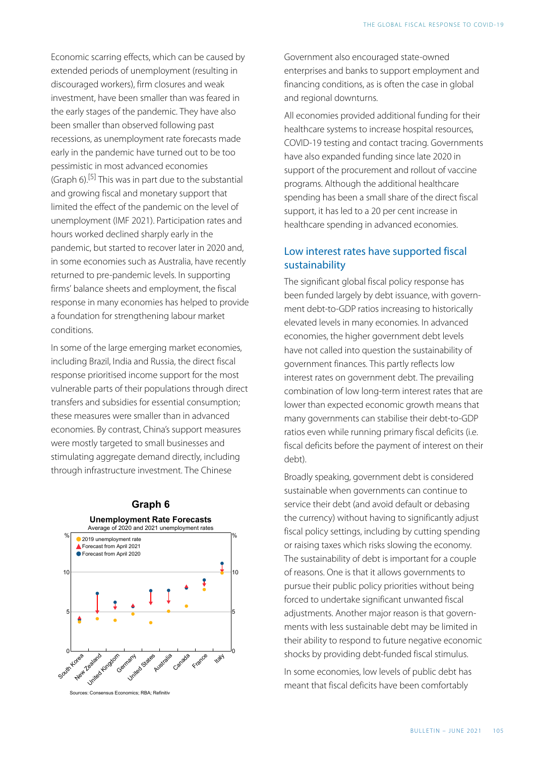Economic scarring effects, which can be caused by extended periods of unemployment (resulting in discouraged workers), firm closures and weak investment, have been smaller than was feared in the early stages of the pandemic. They have also been smaller than observed following past recessions, as unemployment rate forecasts made early in the pandemic have turned out to be too pessimistic in most advanced economies (Graph 6).[5] This was in part due to the substantial and growing fiscal and monetary support that limited the effect of the pandemic on the level of unemployment (IMF 2021). Participation rates and hours worked declined sharply early in the pandemic, but started to recover later in 2020 and, in some economies such as Australia, have recently returned to pre-pandemic levels. In supporting firms' balance sheets and employment, the fiscal response in many economies has helped to provide a foundation for strengthening labour market conditions.

In some of the large emerging market economies, including Brazil, India and Russia, the direct fiscal response prioritised income support for the most vulnerable parts of their populations through direct transfers and subsidies for essential consumption; these measures were smaller than in advanced economies. By contrast, China's support measures were mostly targeted to small businesses and stimulating aggregate demand directly, including through infrastructure investment. The Chinese Government also encouraged state-owned enterprises and banks to support employment and financing conditions, as is often the case in global and regional downturns.

**Graph 6**

**Unemployment Rate Forecasts**

Average of 2020 and 2021 unemployment rates

Sources: Consensus Economics; RBA; Refinitiv

All economies provided additional funding for their healthcare systems to increase hospital resources, COVID-19 testing and contact tracing. Governments have also expanded funding since late 2020 in support of the procurement and rollout of vaccine programs. Although the additional healthcare spending has been a small share of the direct fiscal support, it has led to a 20 per cent increase in healthcare spending in advanced economies.

## Low interest rates have supported fiscal sustainability

The significant global fiscal policy response has been funded largely by debt issuance, with government debt-to-GDP ratios increasing to historically elevated levels in many economies. In advanced economies, the higher government debt levels have not called into question the sustainability of government finances. This partly reflects low interest rates on government debt. The prevailing combination of low long-term interest rates that are lower than expected economic growth means that many governments can stabilise their debt-to-GDP ratios even while running primary fiscal deficits (i.e. fiscal deficits before the payment of interest on their debt).

Broadly speaking, government debt is considered sustainable when governments can continue to service their debt (and avoid default or debasing the currency) without having to significantly adjust fiscal policy settings, including by cutting spending or raising taxes which risks slowing the economy. The sustainability of debt is important for a couple of reasons. One is that it allows governments to pursue their public policy priorities without being forced to undertake significant unwanted fiscal adjustments. Another major reason is that governments with less sustainable debt may be limited in their ability to respond to future negative economic shocks by providing debt-funded fiscal stimulus.

In some economies, low levels of public debt has meant that fiscal deficits have been comfortably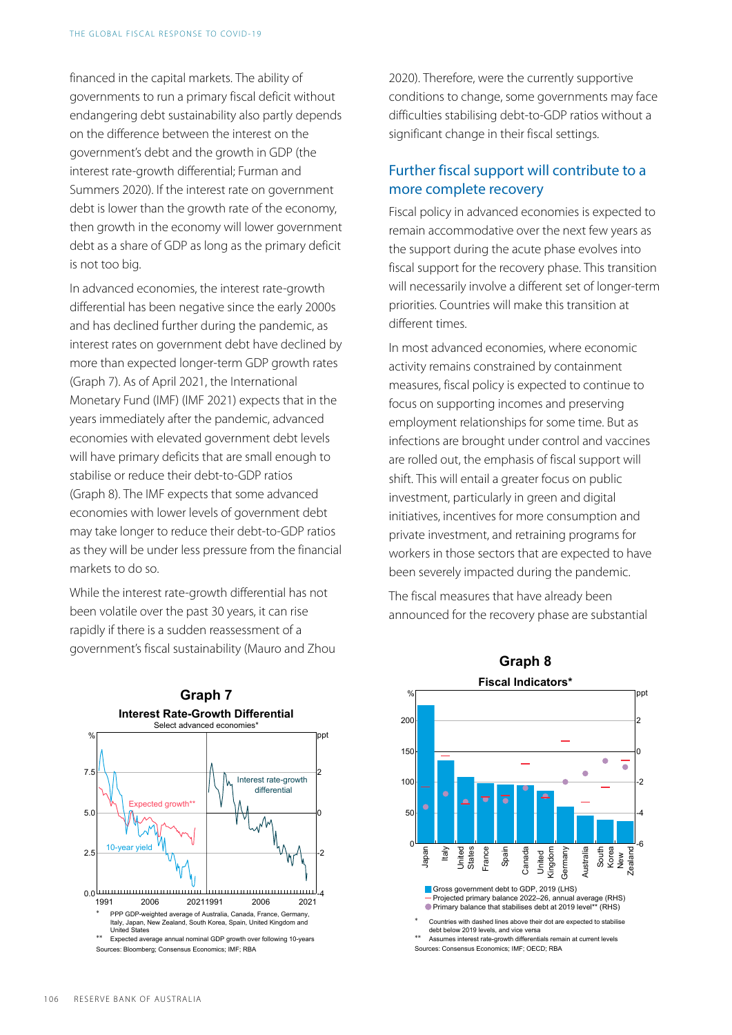financed in the capital markets. The ability of governments to run a primary fiscal deficit without endangering debt sustainability also partly depends on the difference between the interest on the government's debt and the growth in GDP (the interest rate-growth differential; Furman and Summers 2020). If the interest rate on government debt is lower than the growth rate of the economy, then growth in the economy will lower government debt as a share of GDP as long as the primary deficit is not too big.

In advanced economies, the interest rate-growth differential has been negative since the early 2000s and has declined further during the pandemic, as interest rates on government debt have declined by more than expected longer-term GDP growth rates (Graph 7). As of April 2021, the International Monetary Fund (IMF) (IMF 2021) expects that in the years immediately after the pandemic, advanced economies with elevated government debt levels will have primary deficits that are small enough to stabilise or reduce their debt-to-GDP ratios (Graph 8). The IMF expects that some advanced economies with lower levels of government debt may take longer to reduce their debt-to-GDP ratios as they will be under less pressure from the financial markets to do so.

While the interest rate-growth differential has not been volatile over the past 30 years, it can rise rapidly if there is a sudden reassessment of a government's fiscal sustainability (Mauro and Zhou 2020). Therefore, were the currently supportive conditions to change, some governments may face difficulties stabilising debt-to-GDP ratios without a significant change in their fiscal settings.

## Further fiscal support will contribute to a more complete recovery

Fiscal policy in advanced economies is expected to remain accommodative over the next few years as the support during the acute phase evolves into fiscal support for the recovery phase. This transition will necessarily involve a different set of longer-term priorities. Countries will make this transition at different times.

In most advanced economies, where economic activity remains constrained by containment measures, fiscal policy is expected to continue to focus on supporting incomes and preserving employment relationships for some time. But as infections are brought under control and vaccines are rolled out, the emphasis of fiscal support will shift. This will entail a greater focus on public investment, particularly in green and digital initiatives, incentives for more consumption and private investment, and retraining programs for workers in those sectors that are expected to have been severely impacted during the pandemic.

The fiscal measures that have already been announced for the recovery phase are substantial

**Graph 7**

**Interest Rate-Growth Differential**

Select advanced economies*

\* PPP GDP-weighted average of Australia, Canada, France, Germany, Italy, Japan, New Zealand, South Korea, Spain, United Kingdom and United States

\*\* Expected average annual nominal GDP growth over following 10-years

Sources: Bloomberg; Consensus Economics; IMF; RBA

**Graph 8**

**Fiscal Indicators***

\* Countries with dashed lines above their dot are expected to stabilise debt below 2019 levels, and vice versa

\*\* Assumes interest rate-growth differentials remain at current levels

Sources: Consensus Economics; IMF; OECD; RBA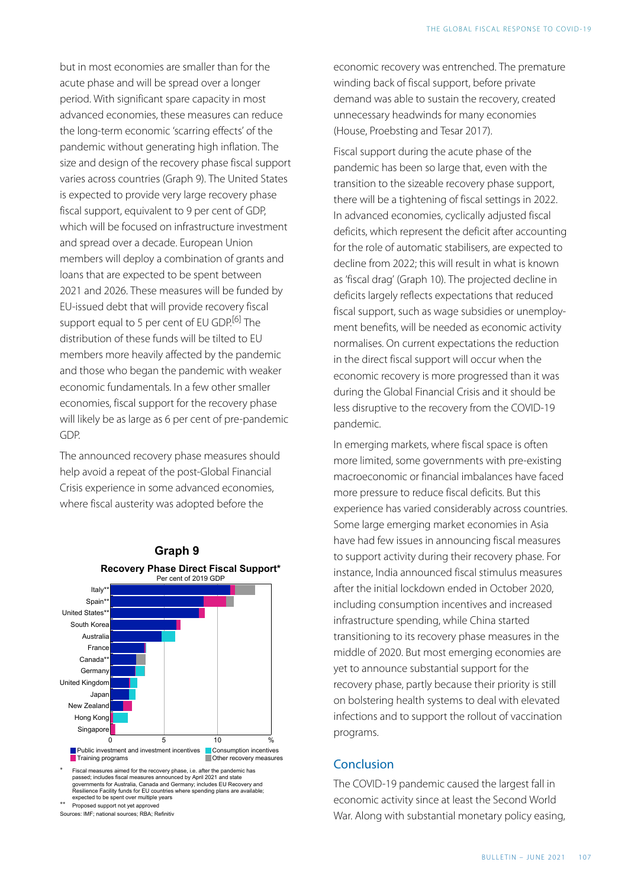but in most economies are smaller than for the acute phase and will be spread over a longer period. With significant spare capacity in most advanced economies, these measures can reduce the long-term economic 'scarring effects' of the pandemic without generating high inflation. The size and design of the recovery phase fiscal support varies across countries (Graph 9). The United States is expected to provide very large recovery phase fiscal support, equivalent to 9 per cent of GDP, which will be focused on infrastructure investment and spread over a decade. European Union members will deploy a combination of grants and loans that are expected to be spent between 2021 and 2026. These measures will be funded by EU-issued debt that will provide recovery fiscal support equal to 5 per cent of EU GDP.[6] The distribution of these funds will be tilted to EU members more heavily affected by the pandemic and those who began the pandemic with weaker economic fundamentals. In a few other smaller economies, fiscal support for the recovery phase will likely be as large as 6 per cent of pre-pandemic GDP.

The announced recovery phase measures should help avoid a repeat of the post-Global Financial Crisis experience in some advanced economies, where fiscal austerity was adopted before the economic recovery was entrenched. The premature winding back of fiscal support, before private demand was able to sustain the recovery, created unnecessary headwinds for many economies (House, Proebsting and Tesar 2017).

**Graph 9**

**Recovery Phase Direct Fiscal Support***

Per cent of 2019 GDP

Italy**, Spain**, United States**, South Korea, Australia, France, Canada**, Germany, United Kingdom, Japan, New Zealand, Hong Kong, Singapore

Public investment and investment incentives; Training programs; Consumption incentives; Other recovery measures

\* Fiscal measures aimed for the recovery phase, i.e. after the pandemic has passed; includes fiscal measures announced by April 2021 and state governments for Australia, Canada and Germany; includes EU Recovery and Resilience Facility funds for EU countries where spending plans are available; expected to be spent over multiple years

\*\* Proposed support not yet approved

Sources: IMF; national sources; RBA; Refinitiv

Fiscal support during the acute phase of the pandemic has been so large that, even with the transition to the sizeable recovery phase support, there will be a tightening of fiscal settings in 2022. In advanced economies, cyclically adjusted fiscal deficits, which represent the deficit after accounting for the role of automatic stabilisers, are expected to decline from 2022; this will result in what is known as 'fiscal drag' (Graph 10). The projected decline in deficits largely reflects expectations that reduced fiscal support, such as wage subsidies or unemployment benefits, will be needed as economic activity normalises. On current expectations the reduction in the direct fiscal support will occur when the economic recovery is more progressed than it was during the Global Financial Crisis and it should be less disruptive to the recovery from the COVID-19 pandemic.

In emerging markets, where fiscal space is often more limited, some governments with pre-existing macroeconomic or financial imbalances have faced more pressure to reduce fiscal deficits. But this experience has varied considerably across countries. Some large emerging market economies in Asia have had few issues in announcing fiscal measures to support activity during their recovery phase. For instance, India announced fiscal stimulus measures after the initial lockdown ended in October 2020, including consumption incentives and increased infrastructure spending, while China started transitioning to its recovery phase measures in the middle of 2020. But most emerging economies are yet to announce substantial support for the recovery phase, partly because their priority is still on bolstering health systems to deal with elevated infections and to support the rollout of vaccination programs.

## Conclusion

The COVID-19 pandemic caused the largest fall in economic activity since at least the Second World War. Along with substantial monetary policy easing,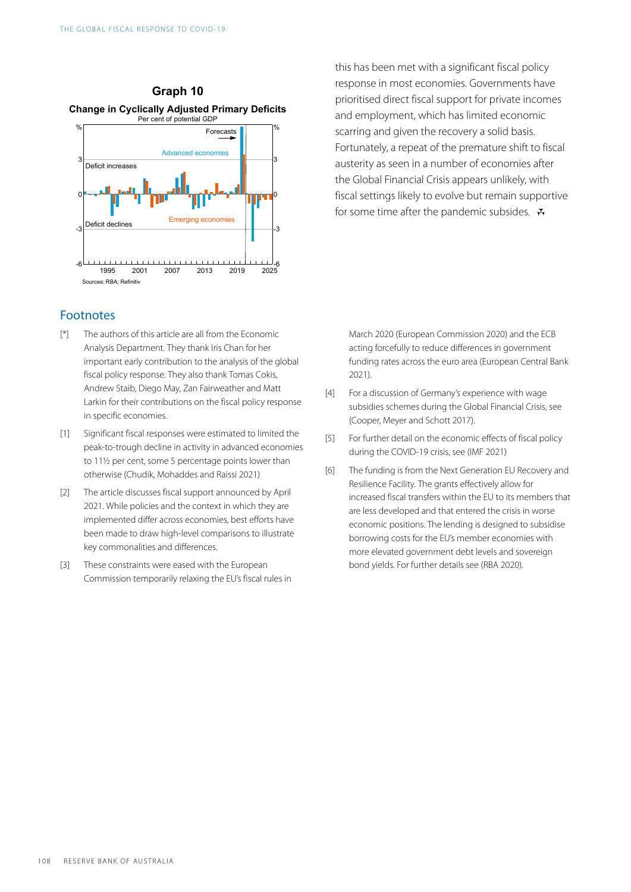**Graph 10**

**Change in Cyclically Adjusted Primary Deficits**

Per cent of potential GDP

Sources: RBA; Refinitiv

this has been met with a significant fiscal policy response in most economies. Governments have prioritised direct fiscal support for private incomes and employment, which has limited economic scarring and given the recovery a solid basis. Fortunately, a repeat of the premature shift to fiscal austerity as seen in a number of economies after the Global Financial Crisis appears unlikely, with fiscal settings likely to evolve but remain supportive for some time after the pandemic subsides.

## Footnotes

[*] The authors of this article are all from the Economic Analysis Department. They thank Iris Chan for her important early contribution to the analysis of the global fiscal policy response. They also thank Tomas Cokis, Andrew Staib, Diego May, Zan Fairweather and Matt Larkin for their contributions on the fiscal policy response in specific economies.

[1] Significant fiscal responses were estimated to limited the peak-to-trough decline in activity in advanced economies to 11½ per cent, some 5 percentage points lower than otherwise (Chudik, Mohaddes and Raissi 2021)

[2] The article discusses fiscal support announced by April 2021. While policies and the context in which they are implemented differ across economies, best efforts have been made to draw high-level comparisons to illustrate key commonalities and differences.

[3] These constraints were eased with the European Commission temporarily relaxing the EU's fiscal rules in March 2020 (European Commission 2020) and the ECB acting forcefully to reduce differences in government funding rates across the euro area (European Central Bank 2021).

[4] For a discussion of Germany's experience with wage subsidies schemes during the Global Financial Crisis, see (Cooper, Meyer and Schott 2017).

[5] For further detail on the economic effects of fiscal policy during the COVID-19 crisis, see (IMF 2021)

[6] The funding is from the Next Generation EU Recovery and Resilience Facility. The grants effectively allow for increased fiscal transfers within the EU to its members that are less developed and that entered the crisis in worse economic positions. The lending is designed to subsidise borrowing costs for the EU's member economies with more elevated government debt levels and sovereign bond yields. For further details see (RBA 2020).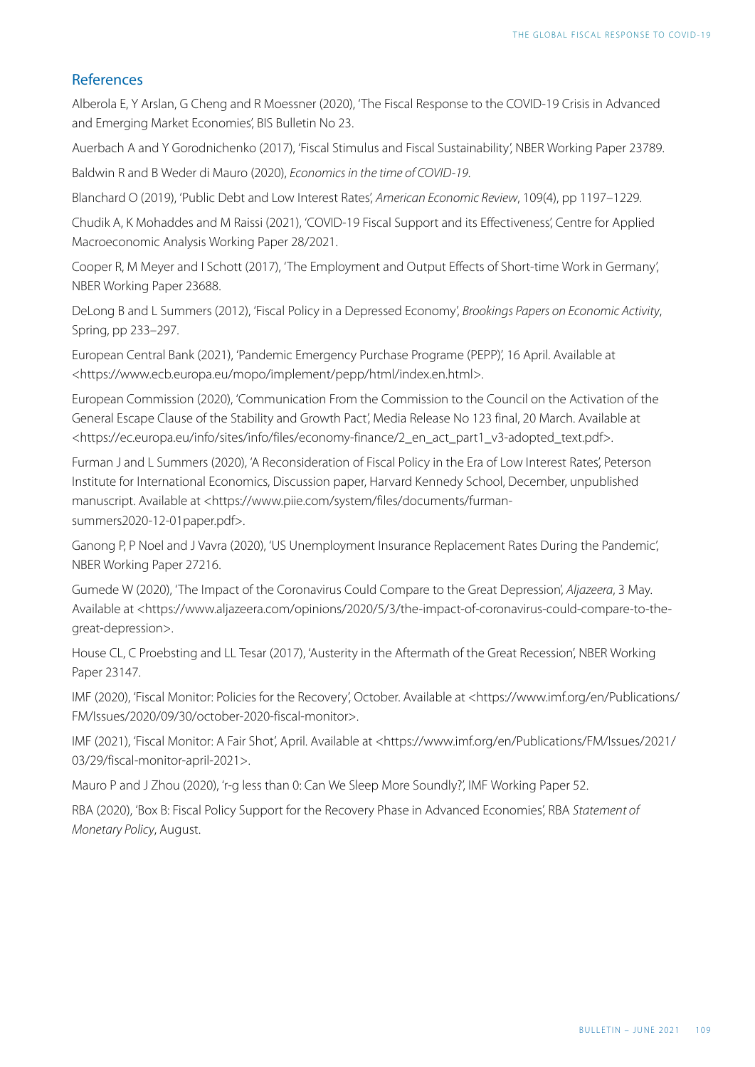## References

Alberola E, Y Arslan, G Cheng and R Moessner (2020), 'The Fiscal Response to the COVID-19 Crisis in Advanced and Emerging Market Economies', BIS Bulletin No 23.

Auerbach A and Y Gorodnichenko (2017), 'Fiscal Stimulus and Fiscal Sustainability', NBER Working Paper 23789.

Baldwin R and B Weder di Mauro (2020), *Economics in the time of COVID-19*.

Blanchard O (2019), 'Public Debt and Low Interest Rates', *American Economic Review*, 109(4), pp 1197–1229.

Chudik A, K Mohaddes and M Raissi (2021), 'COVID-19 Fiscal Support and its Effectiveness', Centre for Applied Macroeconomic Analysis Working Paper 28/2021.

Cooper R, M Meyer and I Schott (2017), 'The Employment and Output Effects of Short-time Work in Germany', NBER Working Paper 23688.

DeLong B and L Summers (2012), 'Fiscal Policy in a Depressed Economy', *Brookings Papers on Economic Activity*, Spring, pp 233–297.

European Central Bank (2021), 'Pandemic Emergency Purchase Programe (PEPP)', 16 April. Available at <https://www.ecb.europa.eu/mopo/implement/pepp/html/index.en.html>.

European Commission (2020), 'Communication From the Commission to the Council on the Activation of the General Escape Clause of the Stability and Growth Pact', Media Release No 123 final, 20 March. Available at <https://ec.europa.eu/info/sites/info/files/economy-finance/2_en_act_part1_v3-adopted_text.pdf>.

Furman J and L Summers (2020), 'A Reconsideration of Fiscal Policy in the Era of Low Interest Rates', Peterson Institute for International Economics, Discussion paper, Harvard Kennedy School, December, unpublished manuscript. Available at <https://www.piie.com/system/files/documents/furman-summers2020-12-01paper.pdf>.

Ganong P, P Noel and J Vavra (2020), 'US Unemployment Insurance Replacement Rates During the Pandemic', NBER Working Paper 27216.

Gumede W (2020), 'The Impact of the Coronavirus Could Compare to the Great Depression', *Aljazeera*, 3 May. Available at <https://www.aljazeera.com/opinions/2020/5/3/the-impact-of-coronavirus-could-compare-to-the-great-depression>.

House CL, C Proebsting and LL Tesar (2017), 'Austerity in the Aftermath of the Great Recession', NBER Working Paper 23147.

IMF (2020), 'Fiscal Monitor: Policies for the Recovery', October. Available at <https://www.imf.org/en/Publications/FM/Issues/2020/09/30/october-2020-fiscal-monitor>.

IMF (2021), 'Fiscal Monitor: A Fair Shot', April. Available at <https://www.imf.org/en/Publications/FM/Issues/2021/03/29/fiscal-monitor-april-2021>.

Mauro P and J Zhou (2020), 'r-g less than 0: Can We Sleep More Soundly?', IMF Working Paper 52.

RBA (2020), 'Box B: Fiscal Policy Support for the Recovery Phase in Advanced Economies', RBA *Statement of Monetary Policy*, August.